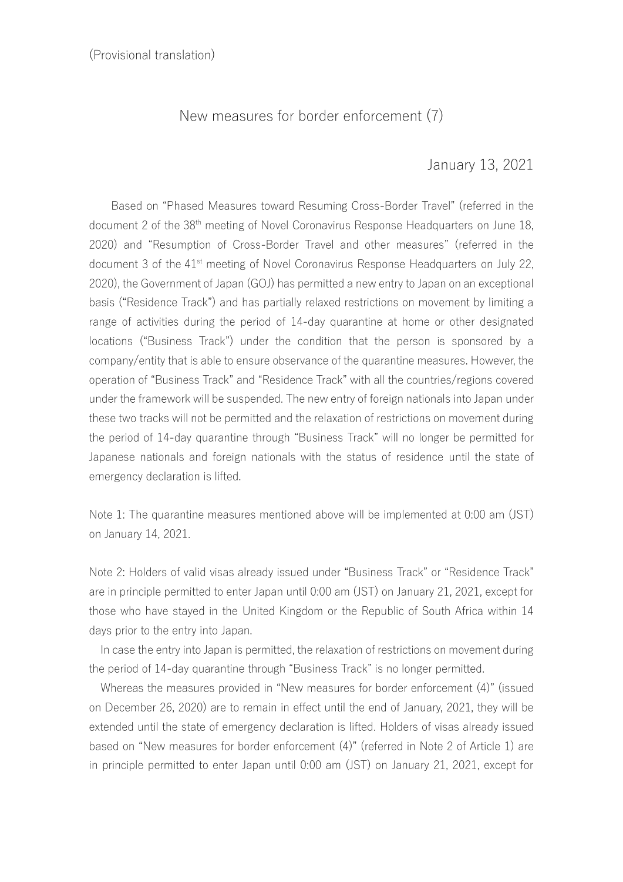(Provisional translation)

# New measures for border enforcement (7)

January 13, 2021

Based on "Phased Measures toward Resuming Cross-Border Travel" (referred in the document 2 of the 38th meeting of Novel Coronavirus Response Headquarters on June 18, 2020) and "Resumption of Cross-Border Travel and other measures" (referred in the document 3 of the 41st meeting of Novel Coronavirus Response Headquarters on July 22, 2020), the Government of Japan (GOJ) has permitted a new entry to Japan on an exceptional basis ("Residence Track") and has partially relaxed restrictions on movement by limiting a range of activities during the period of 14-day quarantine at home or other designated locations ("Business Track") under the condition that the person is sponsored by a company/entity that is able to ensure observance of the quarantine measures. However, the operation of "Business Track" and "Residence Track" with all the countries/regions covered under the framework will be suspended. The new entry of foreign nationals into Japan under these two tracks will not be permitted and the relaxation of restrictions on movement during the period of 14-day quarantine through "Business Track" will no longer be permitted for Japanese nationals and foreign nationals with the status of residence until the state of emergency declaration is lifted.

Note 1: The quarantine measures mentioned above will be implemented at 0:00 am (JST) on January 14, 2021.

Note 2: Holders of valid visas already issued under "Business Track" or "Residence Track" are in principle permitted to enter Japan until 0:00 am (JST) on January 21, 2021, except for those who have stayed in the United Kingdom or the Republic of South Africa within 14 days prior to the entry into Japan.

In case the entry into Japan is permitted, the relaxation of restrictions on movement during the period of 14-day quarantine through "Business Track" is no longer permitted.

Whereas the measures provided in "New measures for border enforcement (4)" (issued on December 26, 2020) are to remain in effect until the end of January, 2021, they will be extended until the state of emergency declaration is lifted. Holders of visas already issued based on "New measures for border enforcement (4)" (referred in Note 2 of Article 1) are in principle permitted to enter Japan until 0:00 am (JST) on January 21, 2021, except for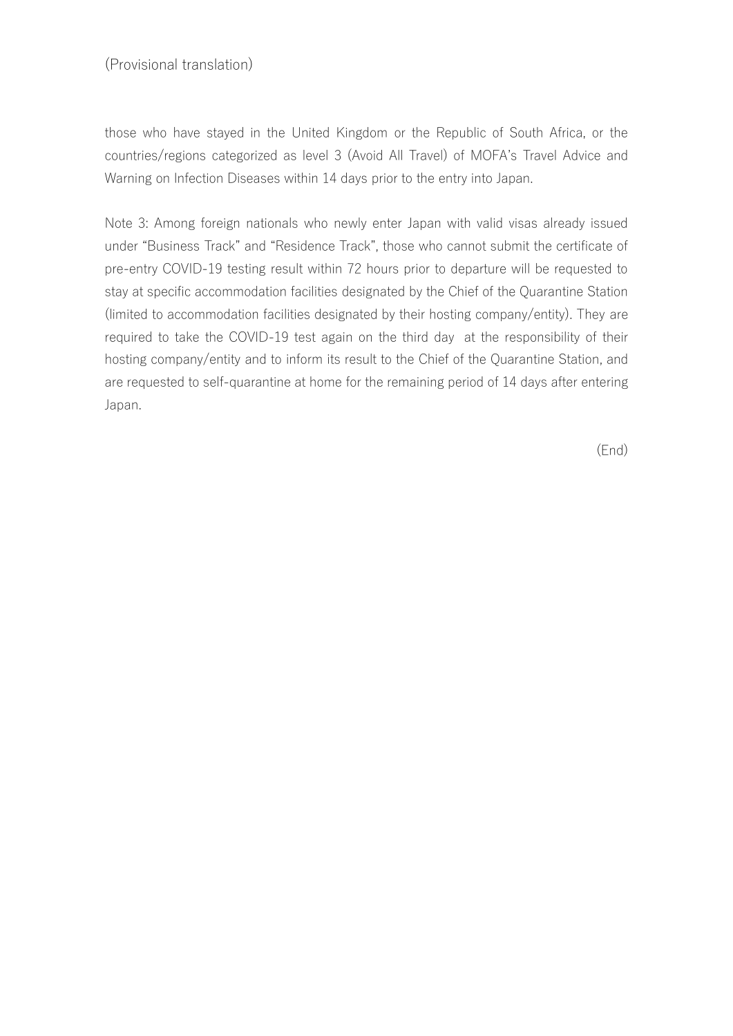(Provisional translation)

those who have stayed in the United Kingdom or the Republic of South Africa, or the countries/regions categorized as level 3 (Avoid All Travel) of MOFA's Travel Advice and Warning on Infection Diseases within 14 days prior to the entry into Japan.

Note 3: Among foreign nationals who newly enter Japan with valid visas already issued under "Business Track" and "Residence Track", those who cannot submit the certificate of pre-entry COVID-19 testing result within 72 hours prior to departure will be requested to stay at specific accommodation facilities designated by the Chief of the Quarantine Station (limited to accommodation facilities designated by their hosting company/entity). They are required to take the COVID-19 test again on the third day at the responsibility of their hosting company/entity and to inform its result to the Chief of the Quarantine Station, and are requested to self-quarantine at home for the remaining period of 14 days after entering Japan.

(End)